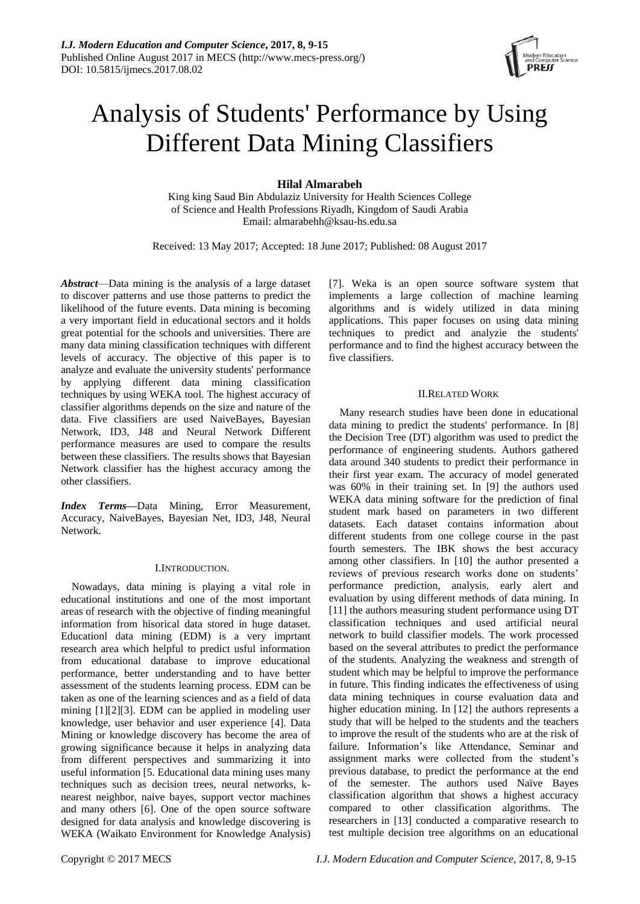# Analysis of Students' Performance by Using Different Data Mining Classifiers

**Hilal Almarabeh**

King king Saud Bin Abdulaziz University for Health Sciences College of Science and Health Professions Riyadh, Kingdom of Saudi Arabia
Email: almarabehh@ksau-hs.edu.sa

Received: 13 May 2017; Accepted: 18 June 2017; Published: 08 August 2017

***Abstract***—Data mining is the analysis of a large dataset to discover patterns and use those patterns to predict the likelihood of the future events. Data mining is becoming a very important field in educational sectors and it holds great potential for the schools and universities. There are many data mining classification techniques with different levels of accuracy. The objective of this paper is to analyze and evaluate the university students' performance by applying different data mining classification techniques by using WEKA tool. The highest accuracy of classifier algorithms depends on the size and nature of the data. Five classifiers are used NaiveBayes, Bayesian Network, ID3, J48 and Neural Network Different performance measures are used to compare the results between these classifiers. The results shows that Bayesian Network classifier has the highest accuracy among the other classifiers.

***Index Terms*—**Data Mining, Error Measurement, Accuracy, NaiveBayes, Bayesian Net, ID3, J48, Neural Network.

## I. Introduction.

Nowadays, data mining is playing a vital role in educational institutions and one of the most important areas of research with the objective of finding meaningful information from hisorical data stored in huge dataset. Educationl data mining (EDM) is a very imprtant research area which helpful to predict usful information from educational database to improve educational performance, better understanding and to have better assessment of the students learning process. EDM can be taken as one of the learning sciences and as a field of data mining [1][2][3]. EDM can be applied in modeling user knowledge, user behavior and user experience [4]. Data Mining or knowledge discovery has become the area of growing significance because it helps in analyzing data from different perspectives and summarizing it into useful information [5. Educational data mining uses many techniques such as decision trees, neural networks, k-nearest neighbor, naive bayes, support vector machines and many others [6]. One of the open source software designed for data analysis and knowledge discovering is WEKA (Waikato Environment for Knowledge Analysis) [7]. Weka is an open source software system that implements a large collection of machine learning algorithms and is widely utilized in data mining applications. This paper focuses on using data mining techniques to predict and analyzie the students' performance and to find the highest accuracy between the five classifiers.

## II. Related Work

Many research studies have been done in educational data mining to predict the students' performance. In [8] the Decision Tree (DT) algorithm was used to predict the performance of engineering students. Authors gathered data around 340 students to predict their performance in their first year exam. The accuracy of model generated was 60% in their training set. In [9] the authors used WEKA data mining software for the prediction of final student mark based on parameters in two different datasets. Each dataset contains information about different students from one college course in the past fourth semesters. The IBK shows the best accuracy among other classifiers. In [10] the author presented a reviews of previous research works done on students' performance prediction, analysis, early alert and evaluation by using different methods of data mining. In [11] the authors measuring student performance using DT classification techniques and used artificial neural network to build classifier models. The work processed based on the several attributes to predict the performance of the students. Analyzing the weakness and strength of student which may be helpful to improve the performance in future. This finding indicates the effectiveness of using data mining techniques in course evaluation data and higher education mining. In [12] the authors represents a study that will be helped to the students and the teachers to improve the result of the students who are at the risk of failure. Information's like Attendance, Seminar and assignment marks were collected from the student's previous database, to predict the performance at the end of the semester. The authors used Naïve Bayes classification algorithm that shows a highest accuracy compared to other classification algorithms. The researchers in [13] conducted a comparative research to test multiple decision tree algorithms on an educational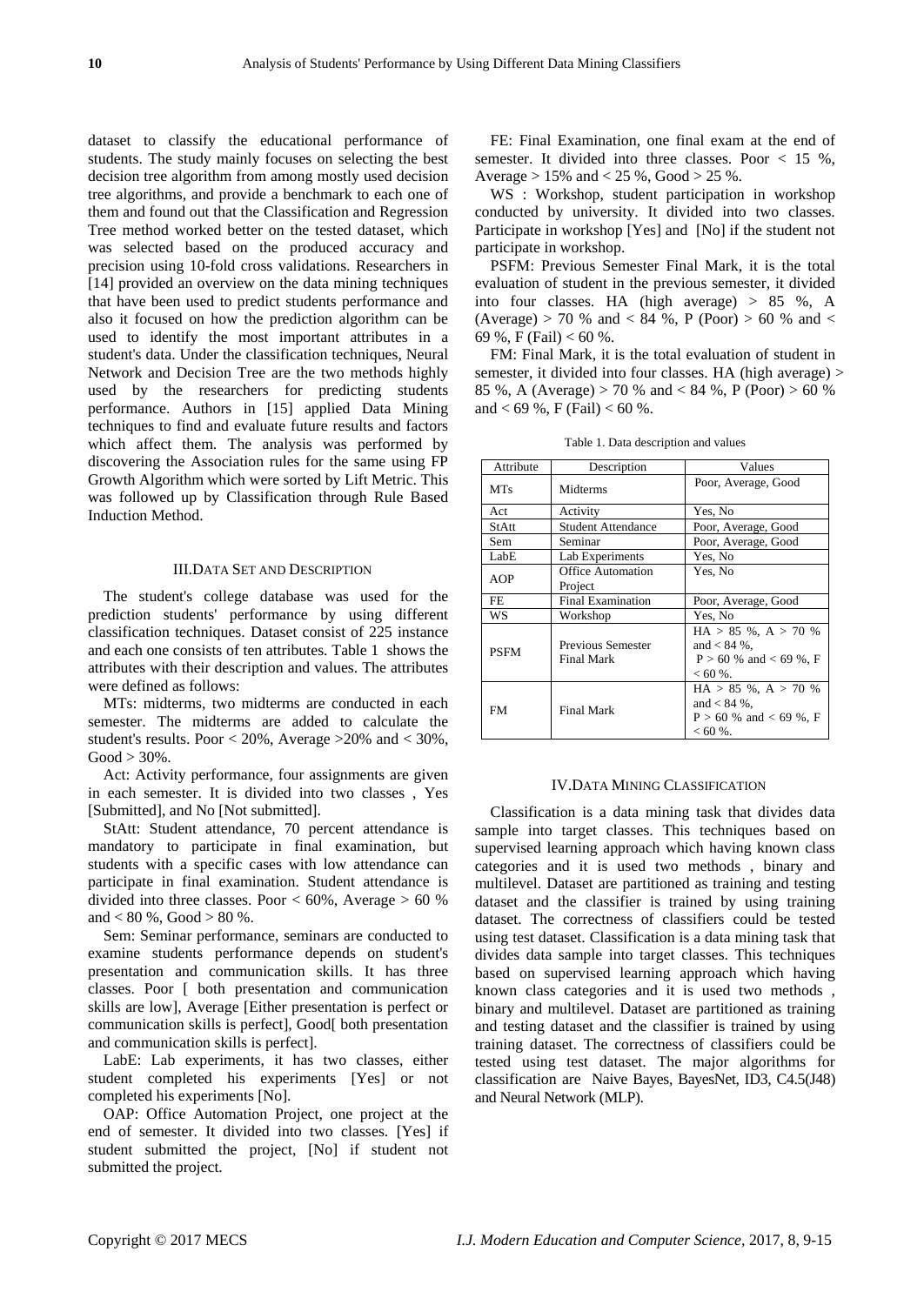dataset to classify the educational performance of students. The study mainly focuses on selecting the best decision tree algorithm from among mostly used decision tree algorithms, and provide a benchmark to each one of them and found out that the Classification and Regression Tree method worked better on the tested dataset, which was selected based on the produced accuracy and precision using 10-fold cross validations. Researchers in [14] provided an overview on the data mining techniques that have been used to predict students performance and also it focused on how the prediction algorithm can be used to identify the most important attributes in a student's data. Under the classification techniques, Neural Network and Decision Tree are the two methods highly used by the researchers for predicting students performance. Authors in [15] applied Data Mining techniques to find and evaluate future results and factors which affect them. The analysis was performed by discovering the Association rules for the same using FP Growth Algorithm which were sorted by Lift Metric. This was followed up by Classification through Rule Based Induction Method.

## III. Data Set and Description

The student's college database was used for the prediction students' performance by using different classification techniques. Dataset consist of 225 instance and each one consists of ten attributes. Table 1 shows the attributes with their description and values. The attributes were defined as follows:

MTs: midterms, two midterms are conducted in each semester. The midterms are added to calculate the student's results. Poor < 20%, Average >20% and < 30%, Good > 30%.

Act: Activity performance, four assignments are given in each semester. It is divided into two classes , Yes [Submitted], and No [Not submitted].

StAtt: Student attendance, 70 percent attendance is mandatory to participate in final examination, but students with a specific cases with low attendance can participate in final examination. Student attendance is divided into three classes. Poor < 60%, Average > 60 % and < 80 %, Good > 80 %.

Sem: Seminar performance, seminars are conducted to examine students performance depends on student's presentation and communication skills. It has three classes. Poor [ both presentation and communication skills are low], Average [Either presentation is perfect or communication skills is perfect], Good[ both presentation and communication skills is perfect].

LabE: Lab experiments, it has two classes, either student completed his experiments [Yes] or not completed his experiments [No].

OAP: Office Automation Project, one project at the end of semester. It divided into two classes. [Yes] if student submitted the project, [No] if student not submitted the project.

FE: Final Examination, one final exam at the end of semester. It divided into three classes. Poor < 15 %, Average > 15% and < 25 %, Good > 25 %.

WS : Workshop, student participation in workshop conducted by university. It divided into two classes. Participate in workshop [Yes] and [No] if the student not participate in workshop.

PSFM: Previous Semester Final Mark, it is the total evaluation of student in the previous semester, it divided into four classes. HA (high average) > 85 %, A (Average) > 70 % and < 84 %, P (Poor) > 60 % and < 69 %, F (Fail) < 60 %.

FM: Final Mark, it is the total evaluation of student in semester, it divided into four classes. HA (high average) > 85 %, A (Average) > 70 % and < 84 %, P (Poor) > 60 % and < 69 %, F (Fail) < 60 %.

Table 1. Data description and values

| Attribute | Description | Values |
|---|---|---|
| MTs | Midterms | Poor, Average, Good |
| Act | Activity | Yes, No |
| StAtt | Student Attendance | Poor, Average, Good |
| Sem | Seminar | Poor, Average, Good |
| LabE | Lab Experiments | Yes, No |
| AOP | Office Automation Project | Yes, No |
| FE | Final Examination | Poor, Average, Good |
| WS | Workshop | Yes, No |
| PSFM | Previous Semester Final Mark | HA > 85 %, A > 70 % and < 84 %, P > 60 % and < 69 %, F < 60 %. |
| FM | Final Mark | HA > 85 %, A > 70 % and < 84 %, P > 60 % and < 69 %, F < 60 %. |

## IV. Data Mining Classification

Classification is a data mining task that divides data sample into target classes. This techniques based on supervised learning approach which having known class categories and it is used two methods , binary and multilevel. Dataset are partitioned as training and testing dataset and the classifier is trained by using training dataset. The correctness of classifiers could be tested using test dataset. Classification is a data mining task that divides data sample into target classes. This techniques based on supervised learning approach which having known class categories and it is used two methods , binary and multilevel. Dataset are partitioned as training and testing dataset and the classifier is trained by using training dataset. The correctness of classifiers could be tested using test dataset. The major algorithms for classification are Naive Bayes, BayesNet, ID3, C4.5(J48) and Neural Network (MLP).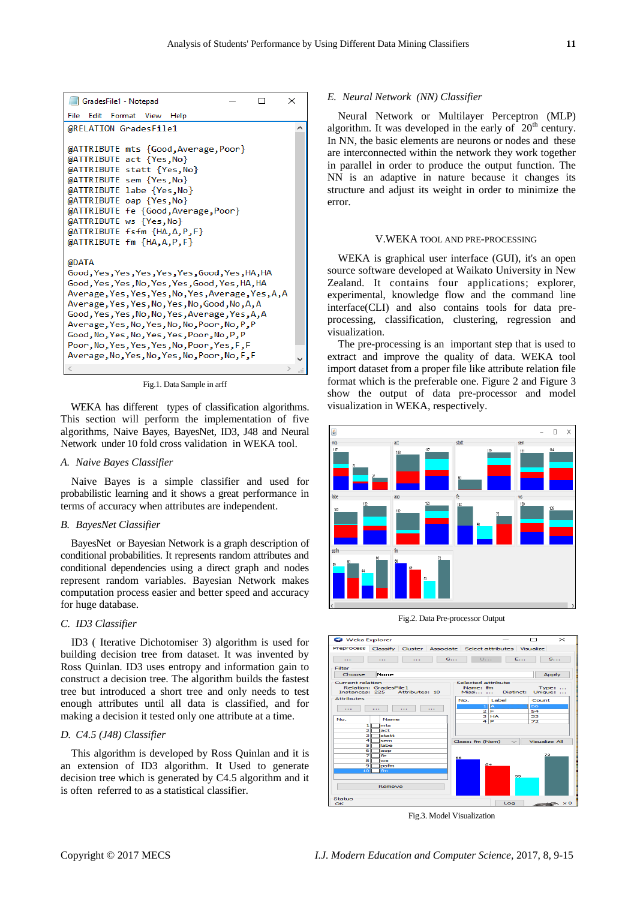```
@RELATION GradesFile1

@ATTRIBUTE mts {Good,Average,Poor}
@ATTRIBUTE act {Yes,No}
@ATTRIBUTE statt {Yes,No}
@ATTRIBUTE sem {Yes,No}
@ATTRIBUTE labe {Yes,No}
@ATTRIBUTE oap {Yes,No}
@ATTRIBUTE fe {Good,Average,Poor}
@ATTRIBUTE ws {Yes,No}
@ATTRIBUTE fsfm {HA,A,P,F}
@ATTRIBUTE fm {HA,A,P,F}

@DATA
Good,Yes,Yes,Yes,Yes,Yes,Good,Yes,HA,HA
Good,Yes,Yes,No,Yes,Yes,Good,Yes,HA,HA
Average,Yes,Yes,Yes,No,Yes,Average,Yes,A,A
Average,Yes,Yes,No,Yes,No,Good,No,A,A
Good,Yes,Yes,No,No,Yes,Average,Yes,A,A
Average,Yes,No,Yes,No,No,Poor,No,P,P
Good,No,Yes,No,Yes,Yes,Poor,No,P,P
Poor,No,Yes,Yes,Yes,No,Poor,Yes,F,F
Average,No,Yes,No,Yes,No,Poor,No,F,F
```

Fig.1. Data Sample in arff

WEKA has different types of classification algorithms. This section will perform the implementation of five algorithms, Naive Bayes, BayesNet, ID3, J48 and Neural Network under 10 fold cross validation in WEKA tool.

### A. Naive Bayes Classifier

Naive Bayes is a simple classifier and used for probabilistic learning and it shows a great performance in terms of accuracy when attributes are independent.

### B. BayesNet Classifier

BayesNet or Bayesian Network is a graph description of conditional probabilities. It represents random attributes and conditional dependencies using a direct graph and nodes represent random variables. Bayesian Network makes computation process easier and better speed and accuracy for huge database.

### C. ID3 Classifier

ID3 ( Iterative Dichotomiser 3) algorithm is used for building decision tree from dataset. It was invented by Ross Quinlan. ID3 uses entropy and information gain to construct a decision tree. This algorithm builds the fastest tree but introduced a short tree and only needs to test enough attributes until all data is classified, and for making a decision it tested only one attribute at a time.

### D. C4.5 (J48) Classifier

This algorithm is developed by Ross Quinlan and it is an extension of ID3 algorithm. It Used to generate decision tree which is generated by C4.5 algorithm and it is often referred to as a statistical classifier.

### E. Neural Network (NN) Classifier

Neural Network or Multilayer Perceptron (MLP) algorithm. It was developed in the early of 20th century. In NN, the basic elements are neurons or nodes and these are interconnected within the network they work together in parallel in order to produce the output function. The NN is an adaptive in nature because it changes its structure and adjust its weight in order to minimize the error.

## V. WEKA TOOL AND PRE-PROCESSING

WEKA is graphical user interface (GUI), it's an open source software developed at Waikato University in New Zealand. It contains four applications; explorer, experimental, knowledge flow and the command line interface(CLI) and also contains tools for data pre-processing, classification, clustering, regression and visualization.

The pre-processing is an important step that is used to extract and improve the quality of data. WEKA tool import dataset from a proper file like attribute relation file format which is the preferable one. Figure 2 and Figure 3 show the output of data pre-processor and model visualization in WEKA, respectively.

Fig.2. Data Pre-processor Output

Fig.3. Model Visualization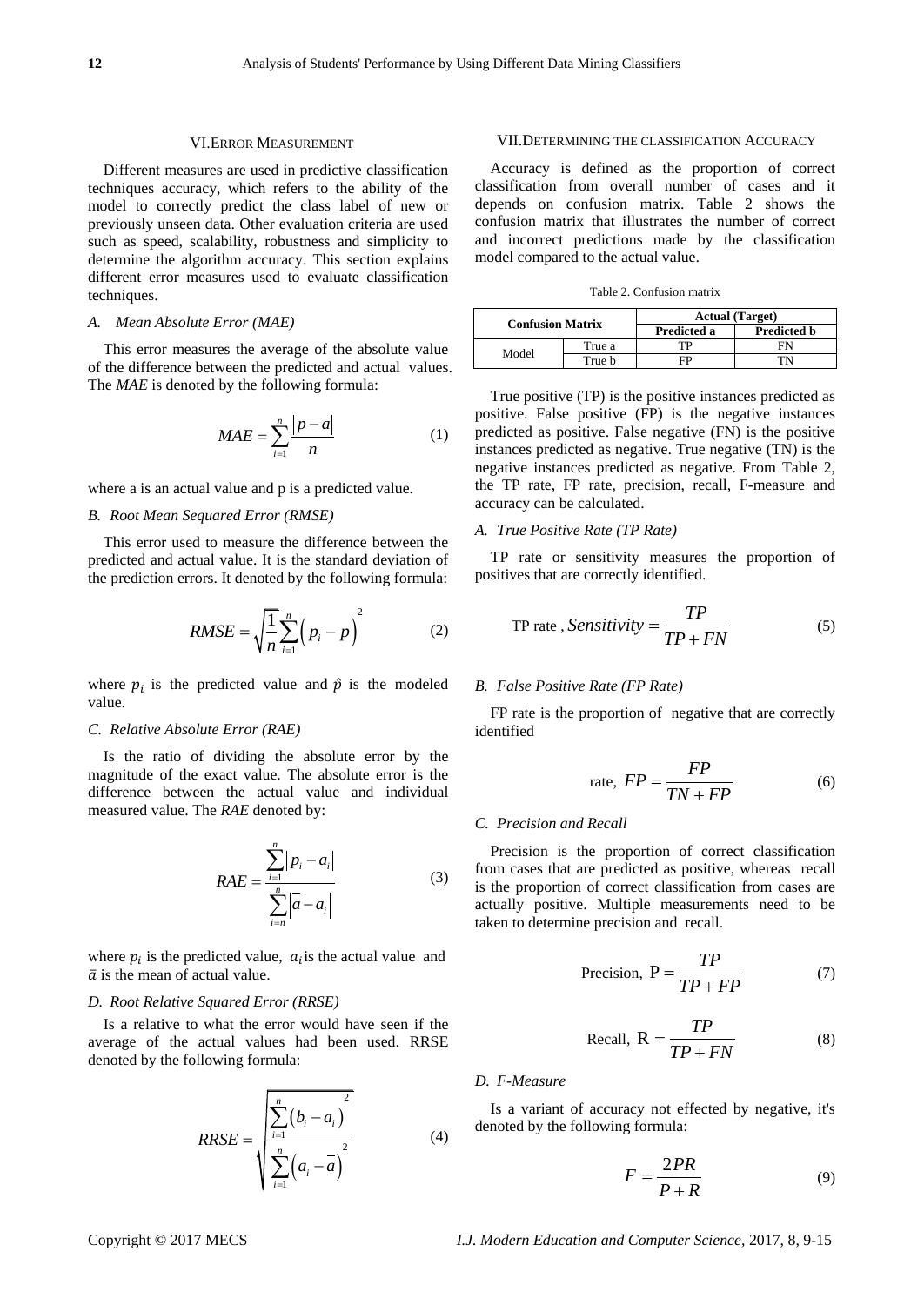## VI. Error Measurement

Different measures are used in predictive classification techniques accuracy, which refers to the ability of the model to correctly predict the class label of new or previously unseen data. Other evaluation criteria are used such as speed, scalability, robustness and simplicity to determine the algorithm accuracy. This section explains different error measures used to evaluate classification techniques.

### *A. Mean Absolute Error (MAE)*

This error measures the average of the absolute value of the difference between the predicted and actual values. The *MAE* is denoted by the following formula:

$$MAE = \sum_{i=1}^{n} \frac{|p-a|}{n} \tag{1}$$

where a is an actual value and p is a predicted value.

### *B. Root Mean Sequared Error (RMSE)*

This error used to measure the difference between the predicted and actual value. It is the standard deviation of the prediction errors. It denoted by the following formula:

$$RMSE = \sqrt{\frac{1}{n}\sum_{i=1}^{n}\left(p_i - p\right)^2} \tag{2}$$

where $p_i$ is the predicted value and $\hat{p}$ is the modeled value.

### *C. Relative Absolute Error (RAE)*

Is the ratio of dividing the absolute error by the magnitude of the exact value. The absolute error is the difference between the actual value and individual measured value. The *RAE* denoted by:

$$RAE = \frac{\sum_{i=1}^{n}|p_i - a_i|}{\sum_{i=n}^{n}|\bar{a} - a_i|} \tag{3}$$

where $p_i$ is the predicted value, $a_i$ is the actual value and $\bar{a}$ is the mean of actual value.

### *D. Root Relative Squared Error (RRSE)*

Is a relative to what the error would have seen if the average of the actual values had been used. RRSE denoted by the following formula:

$$RRSE = \sqrt{\frac{\sum_{i=1}^{n}\left(b_i - a_i\right)^2}{\sum_{i=1}^{n}\left(a_i - \bar{a}\right)^2}} \tag{4}$$

## VII. Determining the Classification Accuracy

Accuracy is defined as the proportion of correct classification from overall number of cases and it depends on confusion matrix. Table 2 shows the confusion matrix that illustrates the number of correct and incorrect predictions made by the classification model compared to the actual value.

Table 2. Confusion matrix

| Confusion Matrix | | Actual (Target) | |
|---|---|---|---|
| | | Predicted a | Predicted b |
| Model | True a | TP | FN |
| | True b | FP | TN |

True positive (TP) is the positive instances predicted as positive. False positive (FP) is the negative instances predicted as positive. False negative (FN) is the positive instances predicted as negative. True negative (TN) is the negative instances predicted as negative. From Table 2, the TP rate, FP rate, precision, recall, F-measure and accuracy can be calculated.

### *A. True Positive Rate (TP Rate)*

TP rate or sensitivity measures the proportion of positives that are correctly identified.

$$\text{TP rate}, Sensitivity = \frac{TP}{TP+FN} \tag{5}$$

### *B. False Positive Rate (FP Rate)*

FP rate is the proportion of negative that are correctly identified

$$\text{rate}, FP = \frac{FP}{TN+FP} \tag{6}$$

### *C. Precision and Recall*

Precision is the proportion of correct classification from cases that are predicted as positive, whereas recall is the proportion of correct classification from cases are actually positive. Multiple measurements need to be taken to determine precision and recall.

$$\text{Precision}, \text{P} = \frac{TP}{TP+FP} \tag{7}$$

$$\text{Recall}, \text{R} = \frac{TP}{TP+FN} \tag{8}$$

### *D. F-Measure*

Is a variant of accuracy not effected by negative, it's denoted by the following formula:

$$F = \frac{2PR}{P+R} \tag{9}$$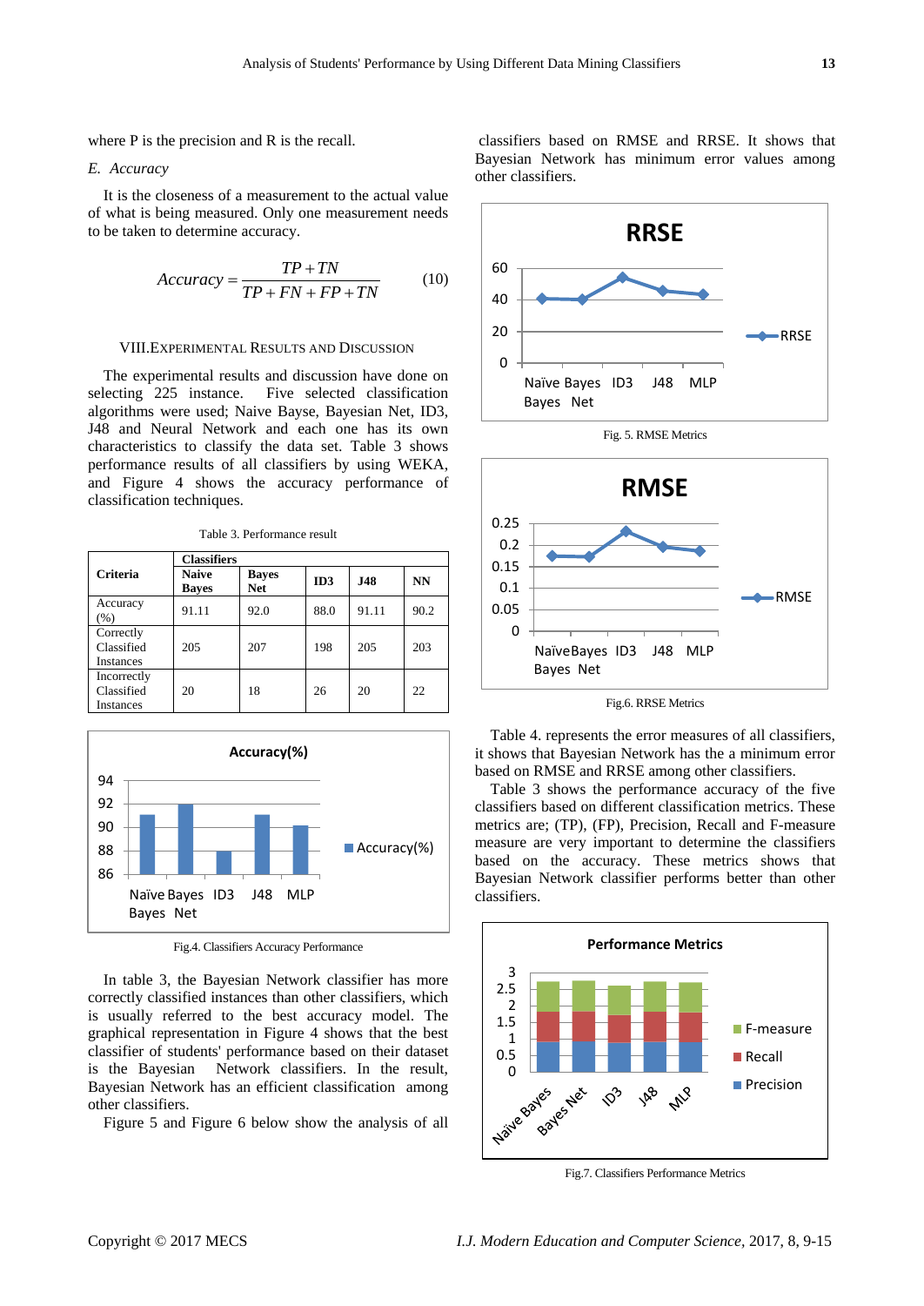where P is the precision and R is the recall.

*E. Accuracy*

It is the closeness of a measurement to the actual value of what is being measured. Only one measurement needs to be taken to determine accuracy.

$$Accuracy = \frac{TP + TN}{TP + FN + FP + TN} \quad (10)$$

## VIII. EXPERIMENTAL RESULTS AND DISCUSSION

The experimental results and discussion have done on selecting 225 instance. Five selected classification algorithms were used; Naive Bayse, Bayesian Net, ID3, J48 and Neural Network and each one has its own characteristics to classify the data set. Table 3 shows performance results of all classifiers by using WEKA, and Figure 4 shows the accuracy performance of classification techniques.

Table 3. Performance result

| Criteria | Classifiers | | | | |
|---|---|---|---|---|---|
| | **Naive Bayes** | **Bayes Net** | **ID3** | **J48** | **NN** |
| Accuracy (%) | 91.11 | 92.0 | 88.0 | 91.11 | 90.2 |
| Correctly Classified Instances | 205 | 207 | 198 | 205 | 203 |
| Incorrectly Classified Instances | 20 | 18 | 26 | 20 | 22 |

Fig.4. Classifiers Accuracy Performance

In table 3, the Bayesian Network classifier has more correctly classified instances than other classifiers, which is usually referred to the best accuracy model. The graphical representation in Figure 4 shows that the best classifier of students' performance based on their dataset is the Bayesian Network classifiers. In the result, Bayesian Network has an efficient classification among other classifiers.

Figure 5 and Figure 6 below show the analysis of all classifiers based on RMSE and RRSE. It shows that Bayesian Network has minimum error values among other classifiers.

Fig. 5. RMSE Metrics

Fig.6. RRSE Metrics

Table 4. represents the error measures of all classifiers, it shows that Bayesian Network has the a minimum error based on RMSE and RRSE among other classifiers.

Table 3 shows the performance accuracy of the five classifiers based on different classification metrics. These metrics are; (TP), (FP), Precision, Recall and F-measure measure are very important to determine the classifiers based on the accuracy. These metrics shows that Bayesian Network classifier performs better than other classifiers.

Fig.7. Classifiers Performance Metrics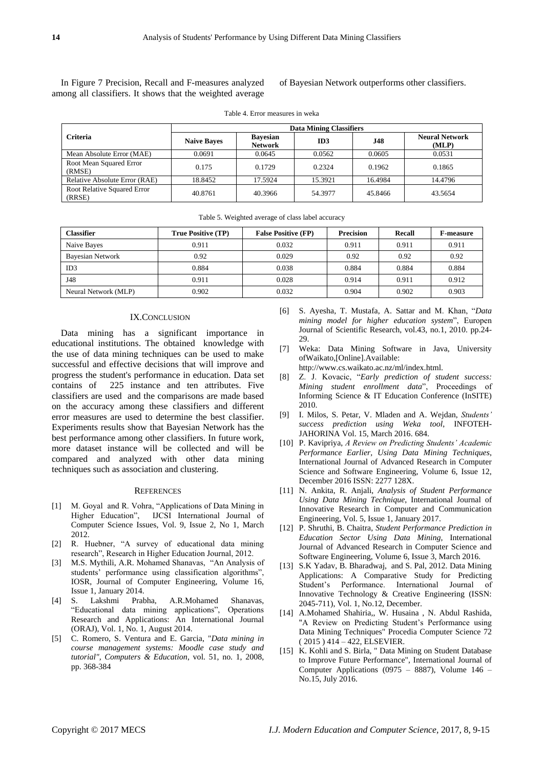In Figure 7 Precision, Recall and F-measures analyzed among all classifiers. It shows that the weighted average of Bayesian Network outperforms other classifiers.

Table 4. Error measures in weka

| Criteria | Data Mining Classifiers | | | | |
|---|---|---|---|---|---|
| | **Naive Bayes** | **Bayesian Network** | **ID3** | **J48** | **Neural Network (MLP)** |
| Mean Absolute Error (MAE) | 0.0691 | 0.0645 | 0.0562 | 0.0605 | 0.0531 |
| Root Mean Squared Error (RMSE) | 0.175 | 0.1729 | 0.2324 | 0.1962 | 0.1865 |
| Relative Absolute Error (RAE) | 18.8452 | 17.5924 | 15.3921 | 16.4984 | 14.4796 |
| Root Relative Squared Error (RRSE) | 40.8761 | 40.3966 | 54.3977 | 45.8466 | 43.5654 |

Table 5. Weighted average of class label accuracy

| Classifier | True Positive (TP) | False Positive (FP) | Precision | Recall | F-measure |
|---|---|---|---|---|---|
| Naive Bayes | 0.911 | 0.032 | 0.911 | 0.911 | 0.911 |
| Bayesian Network | 0.92 | 0.029 | 0.92 | 0.92 | 0.92 |
| ID3 | 0.884 | 0.038 | 0.884 | 0.884 | 0.884 |
| J48 | 0.911 | 0.028 | 0.914 | 0.911 | 0.912 |
| Neural Network (MLP) | 0.902 | 0.032 | 0.904 | 0.902 | 0.903 |

## IX. Conclusion

Data mining has a significant importance in educational institutions. The obtained knowledge with the use of data mining techniques can be used to make successful and effective decisions that will improve and progress the student's performance in education. Data set contains of 225 instance and ten attributes. Five classifiers are used and the comparisons are made based on the accuracy among these classifiers and different error measures are used to determine the best classifier. Experiments results show that Bayesian Network has the best performance among other classifiers. In future work, more dataset instance will be collected and will be compared and analyzed with other data mining techniques such as association and clustering.

## References

[1] M. Goyal and R. Vohra, "Applications of Data Mining in Higher Education", IJCSI International Journal of Computer Science Issues, Vol. 9, Issue 2, No 1, March 2012.

[2] R. Huebner, "A survey of educational data mining research", Research in Higher Education Journal, 2012.

[3] M.S. Mythili, A.R. Mohamed Shanavas, "An Analysis of students' performance using classification algorithms", IOSR, Journal of Computer Engineering, Volume 16, Issue 1, January 2014.

[4] S. Lakshmi Prabha, A.R.Mohamed Shanavas, "Educational data mining applications", Operations Research and Applications: An International Journal (ORAJ), Vol. 1, No. 1, August 2014.

[5] C. Romero, S. Ventura and E. Garcia, "*Data mining in course management systems: Moodle case study and tutorial", Computers & Education*, vol. 51, no. 1, 2008, pp. 368-384

[6] S. Ayesha, T. Mustafa, A. Sattar and M. Khan, "*Data mining model for higher education system*", Europen Journal of Scientific Research, vol.43, no.1, 2010. pp.24-29.

[7] Weka: Data Mining Software in Java, University ofWaikato,[Online].Available: http://www.cs.waikato.ac.nz/ml/index.html.

[8] Z. J. Kovacic, "*Early prediction of student success: Mining student enrollment data*", Proceedings of Informing Science & IT Education Conference (InSITE) 2010.

[9] I. Milos, S. Petar, V. Mladen and A. Wejdan, *Students' success prediction using Weka tool*, INFOTEH-JAHORINA Vol. 15, March 2016. 684.

[10] P. Kavipriya, *A Review on Predicting Students' Academic Performance Earlier, Using Data Mining Techniques*, International Journal of Advanced Research in Computer Science and Software Engineering, Volume 6, Issue 12, December 2016 ISSN: 2277 128X.

[11] N. Ankita, R. Anjali, *Analysis of Student Performance Using Data Mining Technique*, International Journal of Innovative Research in Computer and Communication Engineering, Vol. 5, Issue 1, January 2017.

[12] P. Shruthi, B. Chaitra, *Student Performance Prediction in Education Sector Using Data Mining,* International Journal of Advanced Research in Computer Science and Software Engineering, Volume 6, Issue 3, March 2016.

[13] S.K Yadav, B. Bharadwaj, and S. Pal, 2012. Data Mining Applications: A Comparative Study for Predicting Student's Performance. International Journal of Innovative Technology & Creative Engineering (ISSN: 2045-711), Vol. 1, No.12, December.

[14] A.Mohamed Shahiria,, W. Husaina , N. Abdul Rashida, "A Review on Predicting Student's Performance using Data Mining Techniques" Procedia Computer Science 72 ( 2015 ) 414 – 422, ELSEVIER.

[15] K. Kohli and S. Birla, " Data Mining on Student Database to Improve Future Performance", International Journal of Computer Applications (0975 – 8887), Volume 146 – No.15, July 2016.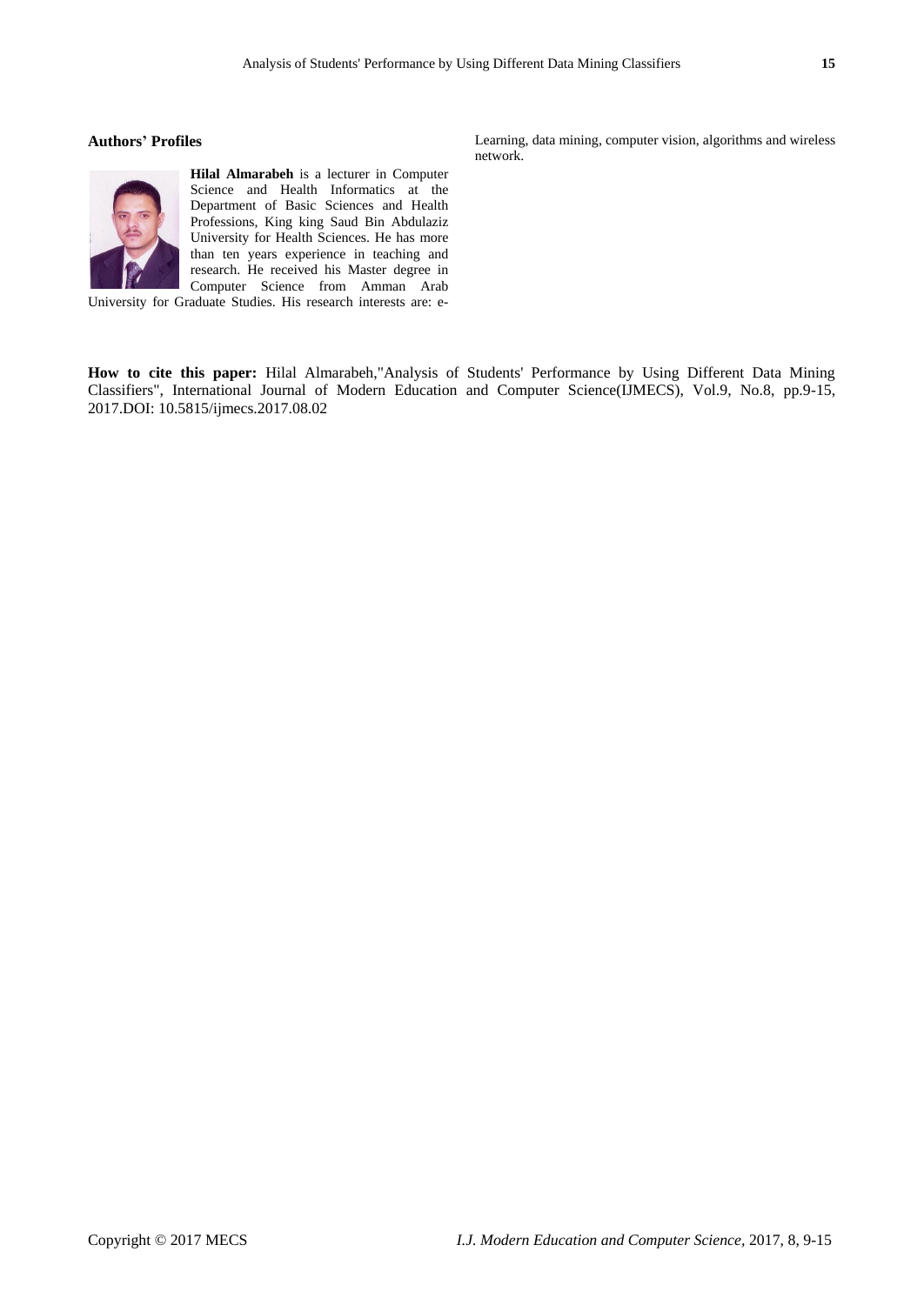**Authors' Profiles**

**Hilal Almarabeh** is a lecturer in Computer Science and Health Informatics at the Department of Basic Sciences and Health Professions, King king Saud Bin Abdulaziz University for Health Sciences. He has more than ten years experience in teaching and research. He received his Master degree in Computer Science from Amman Arab University for Graduate Studies. His research interests are: e-Learning, data mining, computer vision, algorithms and wireless network.

**How to cite this paper:** Hilal Almarabeh,"Analysis of Students' Performance by Using Different Data Mining Classifiers", International Journal of Modern Education and Computer Science(IJMECS), Vol.9, No.8, pp.9-15, 2017.DOI: 10.5815/ijmecs.2017.08.02